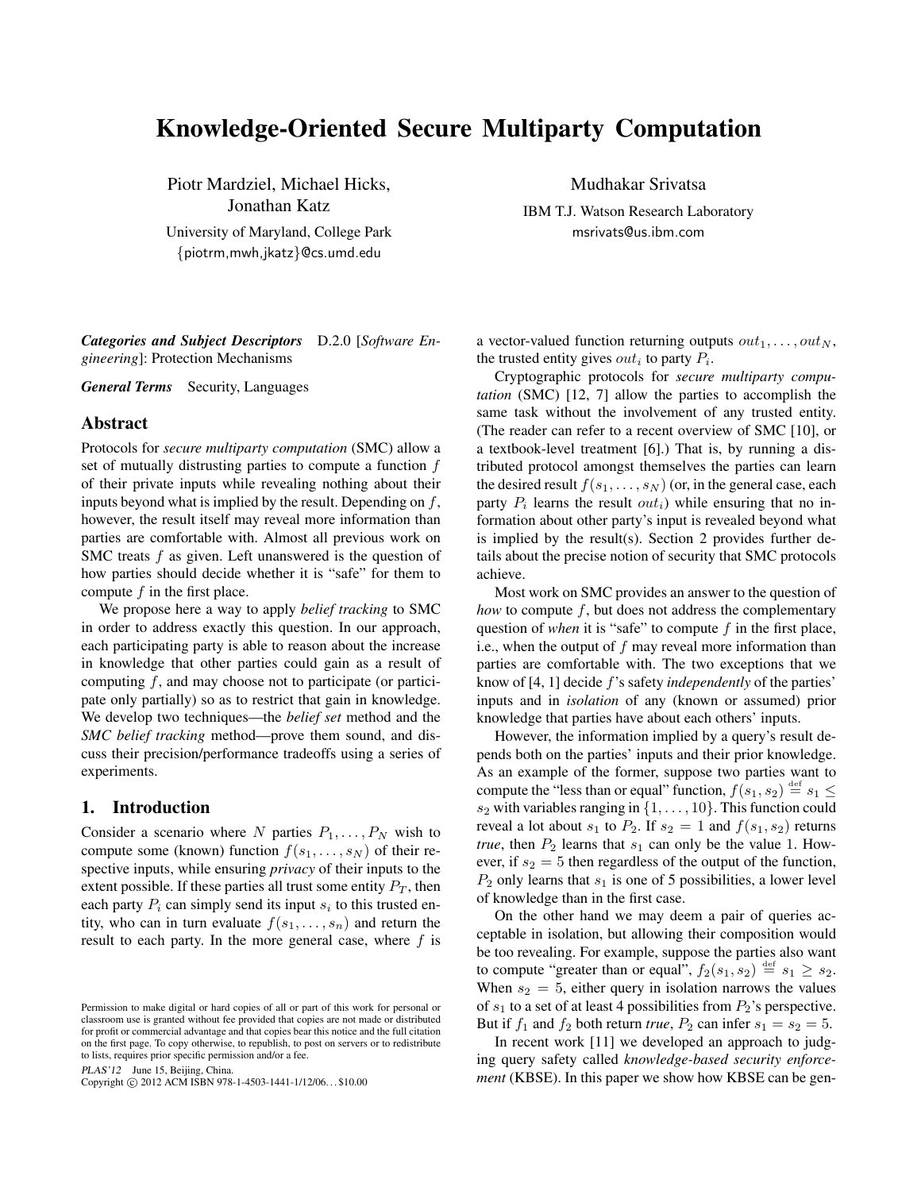# Knowledge-Oriented Secure Multiparty Computation

Piotr Mardziel, Michael Hicks, Jonathan Katz

University of Maryland, College Park

{piotrm,mwh,jkatz}@cs.umd.edu

Mudhakar Srivatsa

IBM T.J. Watson Research Laboratory

msrivats@us.ibm.com

***Categories and Subject Descriptors*** D.2.0 [*Software Engineering*]: Protection Mechanisms

***General Terms*** Security, Languages

## Abstract

Protocols for *secure multiparty computation* (SMC) allow a set of mutually distrusting parties to compute a function $f$ of their private inputs while revealing nothing about their inputs beyond what is implied by the result. Depending on $f$, however, the result itself may reveal more information than parties are comfortable with. Almost all previous work on SMC treats $f$ as given. Left unanswered is the question of how parties should decide whether it is "safe" for them to compute $f$ in the first place.

We propose here a way to apply *belief tracking* to SMC in order to address exactly this question. In our approach, each participating party is able to reason about the increase in knowledge that other parties could gain as a result of computing $f$, and may choose not to participate (or participate only partially) so as to restrict that gain in knowledge. We develop two techniques—the *belief set* method and the *SMC belief tracking* method—prove them sound, and discuss their precision/performance tradeoffs using a series of experiments.

## 1. Introduction

Consider a scenario where $N$ parties $P_1, \ldots, P_N$ wish to compute some (known) function $f(s_1, \ldots, s_N)$ of their respective inputs, while ensuring *privacy* of their inputs to the extent possible. If these parties all trust some entity $P_T$, then each party $P_i$ can simply send its input $s_i$ to this trusted entity, who can in turn evaluate $f(s_1, \ldots, s_n)$ and return the result to each party. In the more general case, where $f$ is a vector-valued function returning outputs $out_1, \ldots, out_N$, the trusted entity gives $out_i$ to party $P_i$.

Cryptographic protocols for *secure multiparty computation* (SMC) [12, 7] allow the parties to accomplish the same task without the involvement of any trusted entity. (The reader can refer to a recent overview of SMC [10], or a textbook-level treatment [6].) That is, by running a distributed protocol amongst themselves the parties can learn the desired result $f(s_1, \ldots, s_N)$ (or, in the general case, each party $P_i$ learns the result $out_i$) while ensuring that no information about other party's input is revealed beyond what is implied by the result(s). Section 2 provides further details about the precise notion of security that SMC protocols achieve.

Most work on SMC provides an answer to the question of *how* to compute $f$, but does not address the complementary question of *when* it is "safe" to compute $f$ in the first place, i.e., when the output of $f$ may reveal more information than parties are comfortable with. The two exceptions that we know of [4, 1] decide $f$'s safety *independently* of the parties' inputs and in *isolation* of any (known or assumed) prior knowledge that parties have about each others' inputs.

However, the information implied by a query's result depends both on the parties' inputs and their prior knowledge. As an example of the former, suppose two parties want to compute the "less than or equal" function, $f(s_1, s_2) \stackrel{\text{def}}{=} s_1 \leq s_2$ with variables ranging in $\{1, \ldots, 10\}$. This function could reveal a lot about $s_1$ to $P_2$. If $s_2 = 1$ and $f(s_1, s_2)$ returns *true*, then $P_2$ learns that $s_1$ can only be the value 1. However, if $s_2 = 5$ then regardless of the output of the function, $P_2$ only learns that $s_1$ is one of 5 possibilities, a lower level of knowledge than in the first case.

On the other hand we may deem a pair of queries acceptable in isolation, but allowing their composition would be too revealing. For example, suppose the parties also want to compute "greater than or equal", $f_2(s_1, s_2) \stackrel{\text{def}}{=} s_1 \geq s_2$. When $s_2 = 5$, either query in isolation narrows the values of $s_1$ to a set of at least 4 possibilities from $P_2$'s perspective. But if $f_1$ and $f_2$ both return *true*, $P_2$ can infer $s_1 = s_2 = 5$.

In recent work [11] we developed an approach to judging query safety called *knowledge-based security enforcement* (KBSE). In this paper we show how KBSE can be gen-

Permission to make digital or hard copies of all or part of this work for personal or classroom use is granted without fee provided that copies are not made or distributed for profit or commercial advantage and that copies bear this notice and the full citation on the first page. To copy otherwise, to republish, to post on servers or to redistribute to lists, requires prior specific permission and/or a fee.

*PLAS'12* June 15, Beijing, China.

Copyright © 2012 ACM ISBN 978-1-4503-1441-1/12/06…$10.00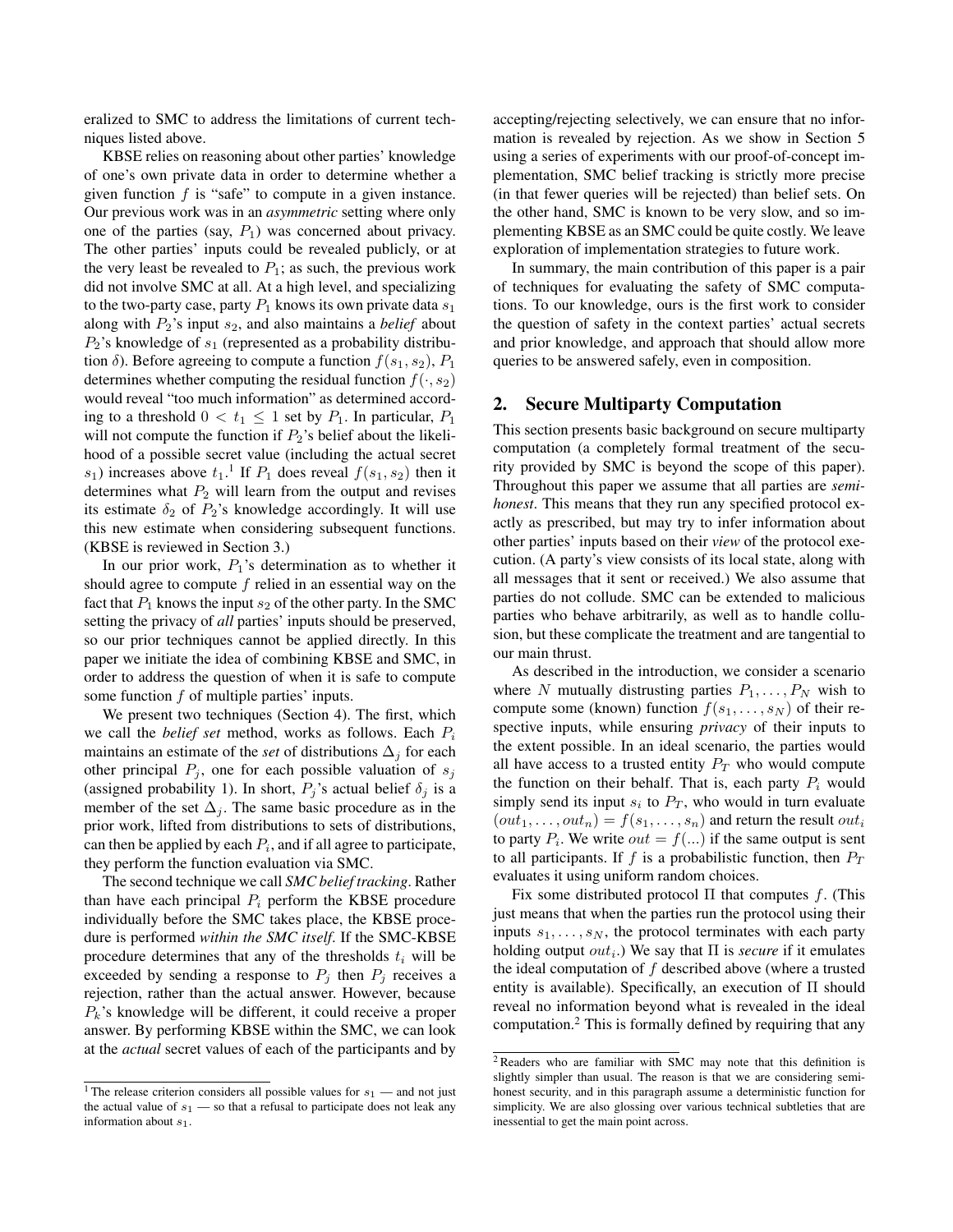eralized to SMC to address the limitations of current techniques listed above.

KBSE relies on reasoning about other parties' knowledge of one's own private data in order to determine whether a given function $f$ is "safe" to compute in a given instance. Our previous work was in an *asymmetric* setting where only one of the parties (say, $P_1$) was concerned about privacy. The other parties' inputs could be revealed publicly, or at the very least be revealed to $P_1$; as such, the previous work did not involve SMC at all. At a high level, and specializing to the two-party case, party $P_1$ knows its own private data $s_1$ along with $P_2$'s input $s_2$, and also maintains a *belief* about $P_2$'s knowledge of $s_1$ (represented as a probability distribution $\delta$). Before agreeing to compute a function $f(s_1, s_2)$, $P_1$ determines whether computing the residual function $f(\cdot, s_2)$ would reveal "too much information" as determined according to a threshold $0 < t_1 \leq 1$ set by $P_1$. In particular, $P_1$ will not compute the function if $P_2$'s belief about the likelihood of a possible secret value (including the actual secret $s_1$) increases above $t_1$.[1] If $P_1$ does reveal $f(s_1, s_2)$ then it determines what $P_2$ will learn from the output and revises its estimate $\delta_2$ of $P_2$'s knowledge accordingly. It will use this new estimate when considering subsequent functions. (KBSE is reviewed in Section 3.)

In our prior work, $P_1$'s determination as to whether it should agree to compute $f$ relied in an essential way on the fact that $P_1$ knows the input $s_2$ of the other party. In the SMC setting the privacy of *all* parties' inputs should be preserved, so our prior techniques cannot be applied directly. In this paper we initiate the idea of combining KBSE and SMC, in order to address the question of when it is safe to compute some function $f$ of multiple parties' inputs.

We present two techniques (Section 4). The first, which we call the *belief set* method, works as follows. Each $P_i$ maintains an estimate of the *set* of distributions $\Delta_j$ for each other principal $P_j$, one for each possible valuation of $s_j$ (assigned probability 1). In short, $P_j$'s actual belief $\delta_j$ is a member of the set $\Delta_j$. The same basic procedure as in the prior work, lifted from distributions to sets of distributions, can then be applied by each $P_i$, and if all agree to participate, they perform the function evaluation via SMC.

The second technique we call *SMC belief tracking*. Rather than have each principal $P_i$ perform the KBSE procedure individually before the SMC takes place, the KBSE procedure is performed *within the SMC itself*. If the SMC-KBSE procedure determines that any of the thresholds $t_i$ will be exceeded by sending a response to $P_j$ then $P_j$ receives a rejection, rather than the actual answer. However, because $P_k$'s knowledge will be different, it could receive a proper answer. By performing KBSE within the SMC, we can look at the *actual* secret values of each of the participants and by accepting/rejecting selectively, we can ensure that no information is revealed by rejection. As we show in Section 5 using a series of experiments with our proof-of-concept implementation, SMC belief tracking is strictly more precise (in that fewer queries will be rejected) than belief sets. On the other hand, SMC is known to be very slow, and so implementing KBSE as an SMC could be quite costly. We leave exploration of implementation strategies to future work.

In summary, the main contribution of this paper is a pair of techniques for evaluating the safety of SMC computations. To our knowledge, ours is the first work to consider the question of safety in the context parties' actual secrets and prior knowledge, and approach that should allow more queries to be answered safely, even in composition.

[1] The release criterion considers all possible values for $s_1$ — and not just the actual value of $s_1$ — so that a refusal to participate does not leak any information about $s_1$.

## 2. Secure Multiparty Computation

This section presents basic background on secure multiparty computation (a completely formal treatment of the security provided by SMC is beyond the scope of this paper). Throughout this paper we assume that all parties are *semi-honest*. This means that they run any specified protocol exactly as prescribed, but may try to infer information about other parties' inputs based on their *view* of the protocol execution. (A party's view consists of its local state, along with all messages that it sent or received.) We also assume that parties do not collude. SMC can be extended to malicious parties who behave arbitrarily, as well as to handle collusion, but these complicate the treatment and are tangential to our main thrust.

As described in the introduction, we consider a scenario where $N$ mutually distrusting parties $P_1, \ldots, P_N$ wish to compute some (known) function $f(s_1, \ldots, s_N)$ of their respective inputs, while ensuring *privacy* of their inputs to the extent possible. In an ideal scenario, the parties would all have access to a trusted entity $P_T$ who would compute the function on their behalf. That is, each party $P_i$ would simply send its input $s_i$ to $P_T$, who would in turn evaluate $(out_1, \ldots, out_n) = f(s_1, \ldots, s_n)$ and return the result $out_i$ to party $P_i$. We write $out = f(...)$ if the same output is sent to all participants. If $f$ is a probabilistic function, then $P_T$ evaluates it using uniform random choices.

Fix some distributed protocol $\Pi$ that computes $f$. (This just means that when the parties run the protocol using their inputs $s_1, \ldots, s_N$, the protocol terminates with each party holding output $out_i$.) We say that $\Pi$ is *secure* if it emulates the ideal computation of $f$ described above (where a trusted entity is available). Specifically, an execution of $\Pi$ should reveal no information beyond what is revealed in the ideal computation.[2] This is formally defined by requiring that any

[2] Readers who are familiar with SMC may note that this definition is slightly simpler than usual. The reason is that we are considering semi-honest security, and in this paragraph assume a deterministic function for simplicity. We are also glossing over various technical subtleties that are inessential to get the main point across.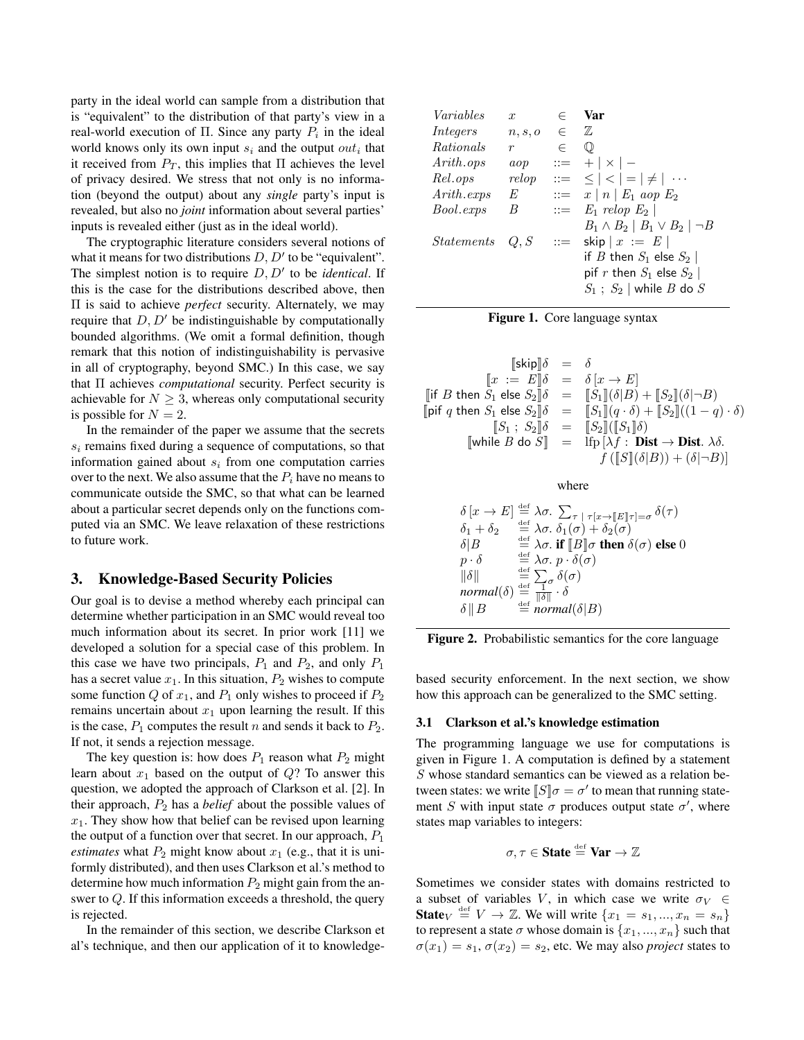party in the ideal world can sample from a distribution that is "equivalent" to the distribution of that party's view in a real-world execution of $\Pi$. Since any party $P_i$ in the ideal world knows only its own input $s_i$ and the output $out_i$ that it received from $P_T$, this implies that $\Pi$ achieves the level of privacy desired. We stress that not only is no information (beyond the output) about any *single* party's input is revealed, but also no *joint* information about several parties' inputs is revealed either (just as in the ideal world).

The cryptographic literature considers several notions of what it means for two distributions $D, D'$ to be "equivalent". The simplest notion is to require $D, D'$ to be *identical*. If this is the case for the distributions described above, then $\Pi$ is said to achieve *perfect* security. Alternately, we may require that $D, D'$ be indistinguishable by computationally bounded algorithms. (We omit a formal definition, though remark that this notion of indistinguishability is pervasive in all of cryptography, beyond SMC.) In this case, we say that $\Pi$ achieves *computational* security. Perfect security is achievable for $N \geq 3$, whereas only computational security is possible for $N = 2$.

In the remainder of the paper we assume that the secrets $s_i$ remains fixed during a sequence of computations, so that information gained about $s_i$ from one computation carries over to the next. We also assume that the $P_i$ have no means to communicate outside the SMC, so that what can be learned about a particular secret depends only on the functions computed via an SMC. We leave relaxation of these restrictions to future work.

## 3. Knowledge-Based Security Policies

Our goal is to devise a method whereby each principal can determine whether participation in an SMC would reveal too much information about its secret. In prior work [11] we developed a solution for a special case of this problem. In this case we have two principals, $P_1$ and $P_2$, and only $P_1$ has a secret value $x_1$. In this situation, $P_2$ wishes to compute some function $Q$ of $x_1$, and $P_1$ only wishes to proceed if $P_2$ remains uncertain about $x_1$ upon learning the result. If this is the case, $P_1$ computes the result $n$ and sends it back to $P_2$. If not, it sends a rejection message.

The key question is: how does $P_1$ reason what $P_2$ might learn about $x_1$ based on the output of $Q$? To answer this question, we adopted the approach of Clarkson et al. [2]. In their approach, $P_2$ has a *belief* about the possible values of $x_1$. They show how that belief can be revised upon learning the output of a function over that secret. In our approach, $P_1$ *estimates* what $P_2$ might know about $x_1$ (e.g., that it is uniformly distributed), and then uses Clarkson et al.'s method to determine how much information $P_2$ might gain from the answer to $Q$. If this information exceeds a threshold, the query is rejected.

In the remainder of this section, we describe Clarkson et al's technique, and then our application of it to knowledge-based security enforcement. In the next section, we show how this approach can be generalized to the SMC setting.

$$
\begin{array}{llcl}
\mathit{Variables} & x & \in & \mathbf{Var} \\
\mathit{Integers} & n, s, o & \in & \mathbb{Z} \\
\mathit{Rationals} & r & \in & \mathbb{Q} \\
\mathit{Arith.ops} & aop & ::= & + \mid \times \mid - \\
\mathit{Rel.ops} & relop & ::= & \leq \mid < \mid = \mid \neq \mid \cdots \\
\mathit{Arith.exps} & E & ::= & x \mid n \mid E_1 \ aop \ E_2 \\
\mathit{Bool.exps} & B & ::= & E_1 \ relop \ E_2 \mid \\
 & & & B_1 \wedge B_2 \mid B_1 \vee B_2 \mid \neg B \\
\mathit{Statements} & Q, S & ::= & \mathsf{skip} \mid x := E \mid \\
 & & & \mathsf{if}\ B\ \mathsf{then}\ S_1\ \mathsf{else}\ S_2 \mid \\
 & & & \mathsf{pif}\ r\ \mathsf{then}\ S_1\ \mathsf{else}\ S_2 \mid \\
 & & & S_1\ ;\ S_2 \mid \mathsf{while}\ B\ \mathsf{do}\ S
\end{array}
$$

**Figure 1.** Core language syntax

$$
\begin{array}{rcl}
[\![\mathsf{skip}]\!]\delta & = & \delta \\
[\![x := E]\!]\delta & = & \delta\,[x \to E] \\
[\![\mathsf{if}\ B\ \mathsf{then}\ S_1\ \mathsf{else}\ S_2]\!]\delta & = & [\![S_1]\!](\delta|B) + [\![S_2]\!](\delta|\neg B) \\
[\![\mathsf{pif}\ q\ \mathsf{then}\ S_1\ \mathsf{else}\ S_2]\!]\delta & = & [\![S_1]\!](q\cdot\delta) + [\![S_2]\!]((1-q)\cdot\delta) \\
[\![S_1\ ;\ S_2]\!]\delta & = & [\![S_2]\!]([\![S_1]\!]\delta) \\
[\![\mathsf{while}\ B\ \mathsf{do}\ S]\!] & = & \mathrm{lfp}\,[\lambda f : \mathbf{Dist} \to \mathbf{Dist}.\ \lambda\delta. \\
 & & \quad f\,([\![S]\!](\delta|B)) + (\delta|\neg B)]
\end{array}
$$

where

$$
\begin{array}{lcl}
\delta\,[x \to E] & \stackrel{\text{def}}{=} & \lambda\sigma.\ \sum_{\tau \,\mid\, \tau[x \to [\![E]\!]\tau] = \sigma} \delta(\tau) \\
\delta_1 + \delta_2 & \stackrel{\text{def}}{=} & \lambda\sigma.\ \delta_1(\sigma) + \delta_2(\sigma) \\
\delta|B & \stackrel{\text{def}}{=} & \lambda\sigma.\ \mathbf{if}\ [\![B]\!]\sigma\ \mathbf{then}\ \delta(\sigma)\ \mathbf{else}\ 0 \\
p\cdot\delta & \stackrel{\text{def}}{=} & \lambda\sigma.\ p\cdot\delta(\sigma) \\
\|\delta\| & \stackrel{\text{def}}{=} & \sum_\sigma \delta(\sigma) \\
\mathit{normal}(\delta) & \stackrel{\text{def}}{=} & \frac{1}{\|\delta\|}\cdot\delta \\
\delta\,\|\,B & \stackrel{\text{def}}{=} & \mathit{normal}(\delta|B)
\end{array}
$$

**Figure 2.** Probabilistic semantics for the core language

### 3.1 Clarkson et al.'s knowledge estimation

The programming language we use for computations is given in Figure 1. A computation is defined by a statement $S$ whose standard semantics can be viewed as a relation between states: we write $[\![S]\!]\sigma = \sigma'$ to mean that running statement $S$ with input state $\sigma$ produces output state $\sigma'$, where states map variables to integers:

$$\sigma, \tau \in \mathbf{State} \stackrel{\text{def}}{=} \mathbf{Var} \to \mathbb{Z}$$

Sometimes we consider states with domains restricted to a subset of variables $V$, in which case we write $\sigma_V \in \mathbf{State}_V \stackrel{\text{def}}{=} V \to \mathbb{Z}$. We will write $\{x_1 = s_1, ..., x_n = s_n\}$ to represent a state $\sigma$ whose domain is $\{x_1, ..., x_n\}$ such that $\sigma(x_1) = s_1$, $\sigma(x_2) = s_2$, etc. We may also *project* states to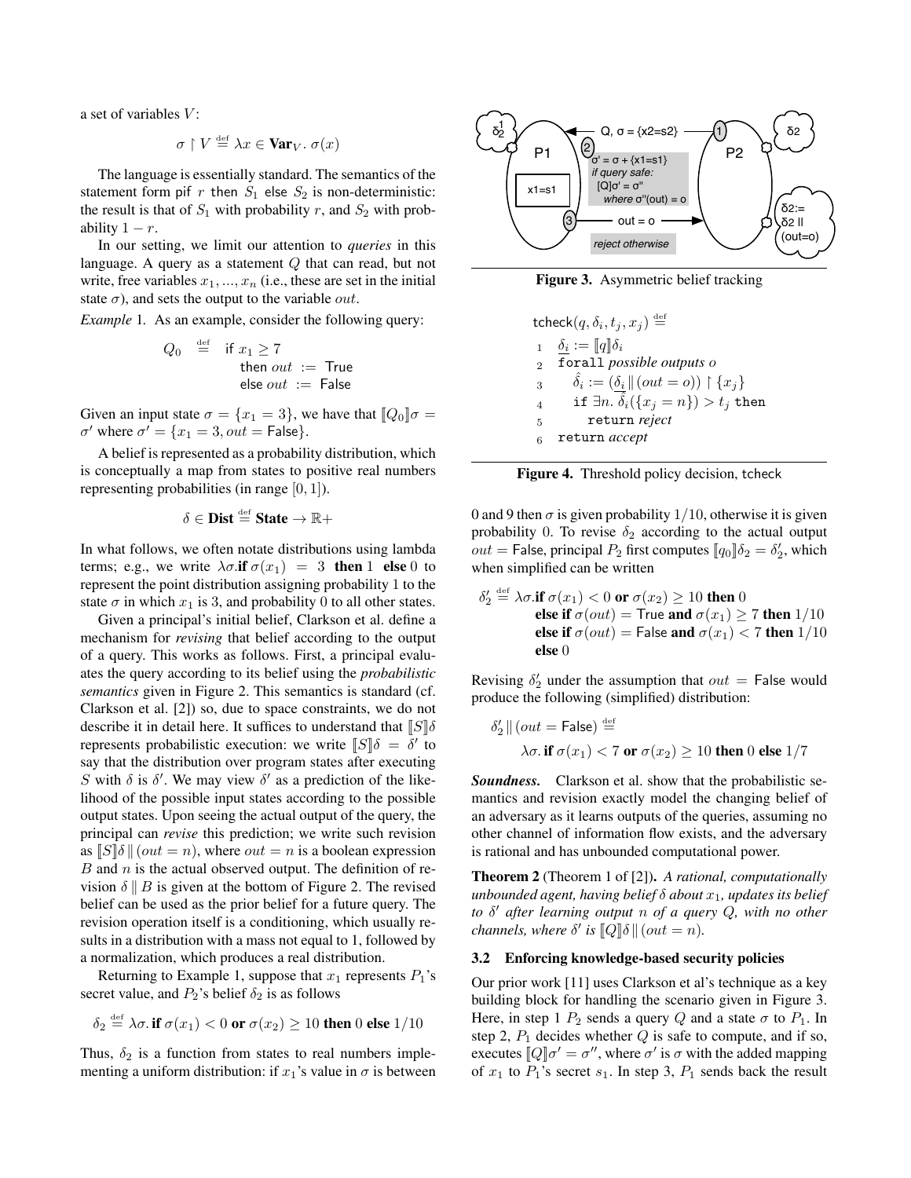a set of variables $V$:

$$\sigma \upharpoonright V \stackrel{\text{def}}{=} \lambda x \in \mathbf{Var}_V.\ \sigma(x)$$

The language is essentially standard. The semantics of the statement form pif $r$ then $S_1$ else $S_2$ is non-deterministic: the result is that of $S_1$ with probability $r$, and $S_2$ with probability $1 - r$.

In our setting, we limit our attention to *queries* in this language. A query as a statement $Q$ that can read, but not write, free variables $x_1, ..., x_n$ (i.e., these are set in the initial state $\sigma$), and sets the output to the variable $out$.

*Example* 1. As an example, consider the following query:

$$Q_0 \stackrel{\text{def}}{=} \begin{array}{l}\text{if } x_1 \geq 7 \\ \quad \text{then } out := \mathsf{True} \\ \quad \text{else } out := \mathsf{False}\end{array}$$

Given an input state $\sigma = \{x_1 = 3\}$, we have that $[\![Q_0]\!]\sigma = \sigma'$ where $\sigma' = \{x_1 = 3, out = \mathsf{False}\}$.

A belief is represented as a probability distribution, which is conceptually a map from states to positive real numbers representing probabilities (in range $[0, 1]$).

$$\delta \in \mathbf{Dist} \stackrel{\text{def}}{=} \mathbf{State} \rightarrow \mathbb{R}+$$

In what follows, we often notate distributions using lambda terms; e.g., we write $\lambda\sigma.\mathbf{if}\ \sigma(x_1) = 3\ \mathbf{then}\ 1\ \mathbf{else}\ 0$ to represent the point distribution assigning probability 1 to the state $\sigma$ in which $x_1$ is 3, and probability 0 to all other states.

Given a principal's initial belief, Clarkson et al. define a mechanism for *revising* that belief according to the output of a query. This works as follows. First, a principal evaluates the query according to its belief using the *probabilistic semantics* given in Figure 2. This semantics is standard (cf. Clarkson et al. [2]) so, due to space constraints, we do not describe it in detail here. It suffices to understand that $[\![S]\!]\delta$ represents probabilistic execution: we write $[\![S]\!]\delta = \delta'$ to say that the distribution over program states after executing $S$ with $\delta$ is $\delta'$. We may view $\delta'$ as a prediction of the likelihood of the possible input states according to the possible output states. Upon seeing the actual output of the query, the principal can *revise* this prediction; we write such revision as $[\![S]\!]\delta \,\|\, (out = n)$, where $out = n$ is a boolean expression $B$ and $n$ is the actual observed output. The definition of revision $\delta \,\|\, B$ is given at the bottom of Figure 2. The revised belief can be used as the prior belief for a future query. The revision operation itself is a conditioning, which usually results in a distribution with a mass not equal to 1, followed by a normalization, which produces a real distribution.

Returning to Example 1, suppose that $x_1$ represents $P_1$'s secret value, and $P_2$'s belief $\delta_2$ is as follows

$$\delta_2 \stackrel{\text{def}}{=} \lambda\sigma.\,\mathbf{if}\ \sigma(x_1) < 0\ \mathbf{or}\ \sigma(x_2) \geq 10\ \mathbf{then}\ 0\ \mathbf{else}\ 1/10$$

Thus, $\delta_2$ is a function from states to real numbers implementing a uniform distribution: if $x_1$'s value in $\sigma$ is between 0 and 9 then $\sigma$ is given probability $1/10$, otherwise it is given probability 0. To revise $\delta_2$ according to the actual output $out = \mathsf{False}$, principal $P_2$ first computes $[\![q_0]\!]\delta_2 = \delta_2'$, which when simplified can be written

$$\begin{array}{l}\delta_2' \stackrel{\text{def}}{=} \lambda\sigma.\mathbf{if}\ \sigma(x_1) < 0\ \mathbf{or}\ \sigma(x_2) \geq 10\ \mathbf{then}\ 0 \\ \qquad \mathbf{else\ if}\ \sigma(out) = \mathsf{True}\ \mathbf{and}\ \sigma(x_1) \geq 7\ \mathbf{then}\ 1/10 \\ \qquad \mathbf{else\ if}\ \sigma(out) = \mathsf{False}\ \mathbf{and}\ \sigma(x_1) < 7\ \mathbf{then}\ 1/10 \\ \qquad \mathbf{else}\ 0\end{array}$$

Revising $\delta_2'$ under the assumption that $out = \mathsf{False}$ would produce the following (simplified) distribution:

$$\begin{array}{l}\delta_2' \,\|\, (out = \mathsf{False}) \stackrel{\text{def}}{=} \\ \qquad \lambda\sigma.\,\mathbf{if}\ \sigma(x_1) < 7\ \mathbf{or}\ \sigma(x_2) \geq 10\ \mathbf{then}\ 0\ \mathbf{else}\ 1/7\end{array}$$

***Soundness.*** Clarkson et al. show that the probabilistic semantics and revision exactly model the changing belief of an adversary as it learns outputs of the queries, assuming no other channel of information flow exists, and the adversary is rational and has unbounded computational power.

**Theorem 2** (Theorem 1 of [2]). *A rational, computationally unbounded agent, having belief $\delta$ about $x_1$, updates its belief to $\delta'$ after learning output $n$ of a query $Q$, with no other channels, where $\delta'$ is $[\![Q]\!]\delta \,\|\, (out = n)$.*

### 3.2 Enforcing knowledge-based security policies

Our prior work [11] uses Clarkson et al's technique as a key building block for handling the scenario given in Figure 3. Here, in step 1 $P_2$ sends a query $Q$ and a state $\sigma$ to $P_1$. In step 2, $P_1$ decides whether $Q$ is safe to compute, and if so, executes $[\![Q]\!]\sigma' = \sigma''$, where $\sigma'$ is $\sigma$ with the added mapping of $x_1$ to $P_1$'s secret $s_1$. In step 3, $P_1$ sends back the result

**Figure 3.** Asymmetric belief tracking

$\mathsf{tcheck}(q, \delta_i, t_j, x_j) \stackrel{\text{def}}{=}$

1. $\underline{\delta_i} := [\![q]\!]\delta_i$
2. `forall` *possible outputs* $o$
3. $\quad \hat{\delta}_i := (\underline{\delta_i} \,\|\, (out = o)) \upharpoonright \{x_j\}$
4. $\quad$ `if` $\exists n.\ \hat{\delta}_i(\{x_j = n\}) > t_j$ `then`
5. $\quad\quad$ `return` *reject*
6. `return` *accept*

**Figure 4.** Threshold policy decision, tcheck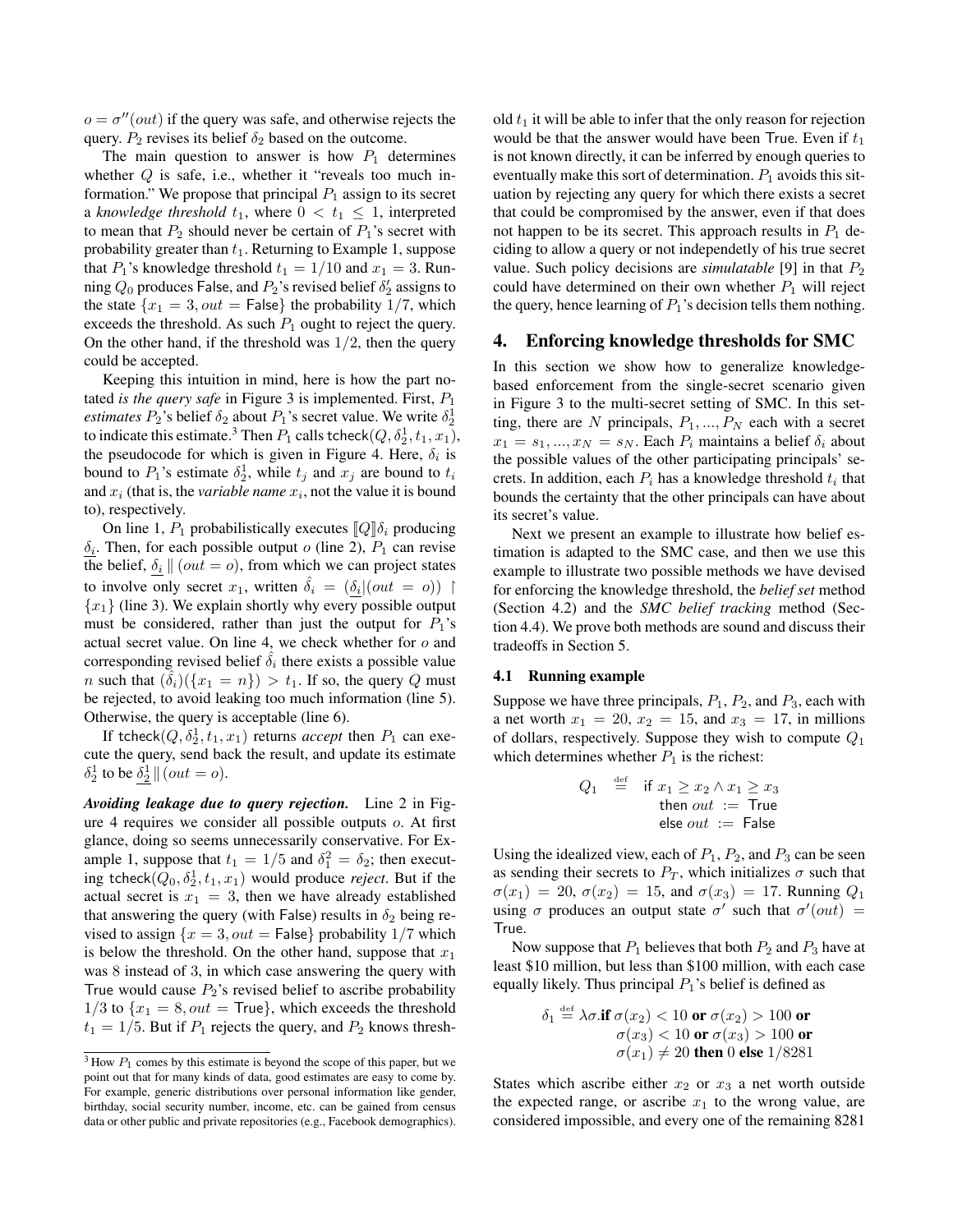$o = \sigma''(out)$ if the query was safe, and otherwise rejects the query. $P_2$ revises its belief $\delta_2$ based on the outcome.

The main question to answer is how $P_1$ determines whether $Q$ is safe, i.e., whether it "reveals too much information." We propose that principal $P_1$ assign to its secret a *knowledge threshold* $t_1$, where $0 < t_1 \leq 1$, interpreted to mean that $P_2$ should never be certain of $P_1$'s secret with probability greater than $t_1$. Returning to Example 1, suppose that $P_1$'s knowledge threshold $t_1 = 1/10$ and $x_1 = 3$. Running $Q_0$ produces False, and $P_2$'s revised belief $\delta_2'$ assigns to the state $\{x_1 = 3, out = \text{False}\}$ the probability $1/7$, which exceeds the threshold. As such $P_1$ ought to reject the query. On the other hand, if the threshold was $1/2$, then the query could be accepted.

Keeping this intuition in mind, here is how the part notated *is the query safe* in Figure 3 is implemented. First, $P_1$ *estimates* $P_2$'s belief $\delta_2$ about $P_1$'s secret value. We write $\delta_2^1$ to indicate this estimate.[3] Then $P_1$ calls $\mathsf{tcheck}(Q, \delta_2^1, t_1, x_1)$, the pseudocode for which is given in Figure 4. Here, $\delta_i$ is bound to $P_1$'s estimate $\delta_2^1$, while $t_j$ and $x_j$ are bound to $t_i$ and $x_i$ (that is, the *variable name* $x_i$, not the value it is bound to), respectively.

On line 1, $P_1$ probabilistically executes $[\![Q]\!]\delta_i$ producing $\underline{\delta_i}$. Then, for each possible output $o$ (line 2), $P_1$ can revise the belief, $\underline{\delta_i} \parallel (out = o)$, from which we can project states to involve only secret $x_1$, written $\hat{\delta}_i = (\underline{\delta_i}|(out = o)) \upharpoonright \{x_1\}$ (line 3). We explain shortly why every possible output must be considered, rather than just the output for $P_1$'s actual secret value. On line 4, we check whether for $o$ and corresponding revised belief $\hat{\delta}_i$ there exists a possible value $n$ such that $(\hat{\delta}_i)(\{x_1 = n\}) > t_1$. If so, the query $Q$ must be rejected, to avoid leaking too much information (line 5). Otherwise, the query is acceptable (line 6).

If $\mathsf{tcheck}(Q, \delta_2^1, t_1, x_1)$ returns *accept* then $P_1$ can execute the query, send back the result, and update its estimate $\delta_2^1$ to be $\underline{\delta_2^1} \parallel (out = o)$.

***Avoiding leakage due to query rejection.*** Line 2 in Figure 4 requires we consider all possible outputs $o$. At first glance, doing so seems unnecessarily conservative. For Example 1, suppose that $t_1 = 1/5$ and $\delta_1^2 = \delta_2$; then executing $\mathsf{tcheck}(Q_0, \delta_2^1, t_1, x_1)$ would produce *reject*. But if the actual secret is $x_1 = 3$, then we have already established that answering the query (with False) results in $\delta_2$ being revised to assign $\{x = 3, out = \text{False}\}$ probability $1/7$ which is below the threshold. On the other hand, suppose that $x_1$ was 8 instead of 3, in which case answering the query with True would cause $P_2$'s revised belief to ascribe probability $1/3$ to $\{x_1 = 8, out = \text{True}\}$, which exceeds the threshold $t_1 = 1/5$. But if $P_1$ rejects the query, and $P_2$ knows threshold $t_1$ it will be able to infer that the only reason for rejection would be that the answer would have been True. Even if $t_1$ is not known directly, it can be inferred by enough queries to eventually make this sort of determination. $P_1$ avoids this situation by rejecting any query for which there exists a secret that could be compromised by the answer, even if that does not happen to be its secret. This approach results in $P_1$ deciding to allow a query or not independetly of his true secret value. Such policy decisions are *simulatable* [9] in that $P_2$ could have determined on their own whether $P_1$ will reject the query, hence learning of $P_1$'s decision tells them nothing.

[3] How $P_1$ comes by this estimate is beyond the scope of this paper, but we point out that for many kinds of data, good estimates are easy to come by. For example, generic distributions over personal information like gender, birthday, social security number, income, etc. can be gained from census data or other public and private repositories (e.g., Facebook demographics).

## 4. Enforcing knowledge thresholds for SMC

In this section we show how to generalize knowledge-based enforcement from the single-secret scenario given in Figure 3 to the multi-secret setting of SMC. In this setting, there are $N$ principals, $P_1, ..., P_N$ each with a secret $x_1 = s_1, ..., x_N = s_N$. Each $P_i$ maintains a belief $\delta_i$ about the possible values of the other participating principals' secrets. In addition, each $P_i$ has a knowledge threshold $t_i$ that bounds the certainty that the other principals can have about its secret's value.

Next we present an example to illustrate how belief estimation is adapted to the SMC case, and then we use this example to illustrate two possible methods we have devised for enforcing the knowledge threshold, the *belief set* method (Section 4.2) and the *SMC belief tracking* method (Section 4.4). We prove both methods are sound and discuss their tradeoffs in Section 5.

### 4.1 Running example

Suppose we have three principals, $P_1$, $P_2$, and $P_3$, each with a net worth $x_1 = 20$, $x_2 = 15$, and $x_3 = 17$, in millions of dollars, respectively. Suppose they wish to compute $Q_1$ which determines whether $P_1$ is the richest:

$$Q_1 \stackrel{\text{def}}{=} \begin{array}{l} \mathsf{if}\ x_1 \geq x_2 \wedge x_1 \geq x_3 \\ \mathsf{then}\ out := \mathsf{True} \\ \mathsf{else}\ out := \mathsf{False} \end{array}$$

Using the idealized view, each of $P_1$, $P_2$, and $P_3$ can be seen as sending their secrets to $P_T$, which initializes $\sigma$ such that $\sigma(x_1) = 20$, $\sigma(x_2) = 15$, and $\sigma(x_3) = 17$. Running $Q_1$ using $\sigma$ produces an output state $\sigma'$ such that $\sigma'(out) = \text{True}$.

Now suppose that $P_1$ believes that both $P_2$ and $P_3$ have at least \$10 million, but less than \$100 million, with each case equally likely. Thus principal $P_1$'s belief is defined as

$$\begin{array}{rl} \delta_1 \stackrel{\text{def}}{=} \lambda\sigma.\mathbf{if}\ \sigma(x_2) < 10\ \mathbf{or}\ \sigma(x_2) > 100\ \mathbf{or} \\ \sigma(x_3) < 10\ \mathbf{or}\ \sigma(x_3) > 100\ \mathbf{or} \\ \sigma(x_1) \neq 20\ \mathbf{then}\ 0\ \mathbf{else}\ 1/8281 \end{array}$$

States which ascribe either $x_2$ or $x_3$ a net worth outside the expected range, or ascribe $x_1$ to the wrong value, are considered impossible, and every one of the remaining 8281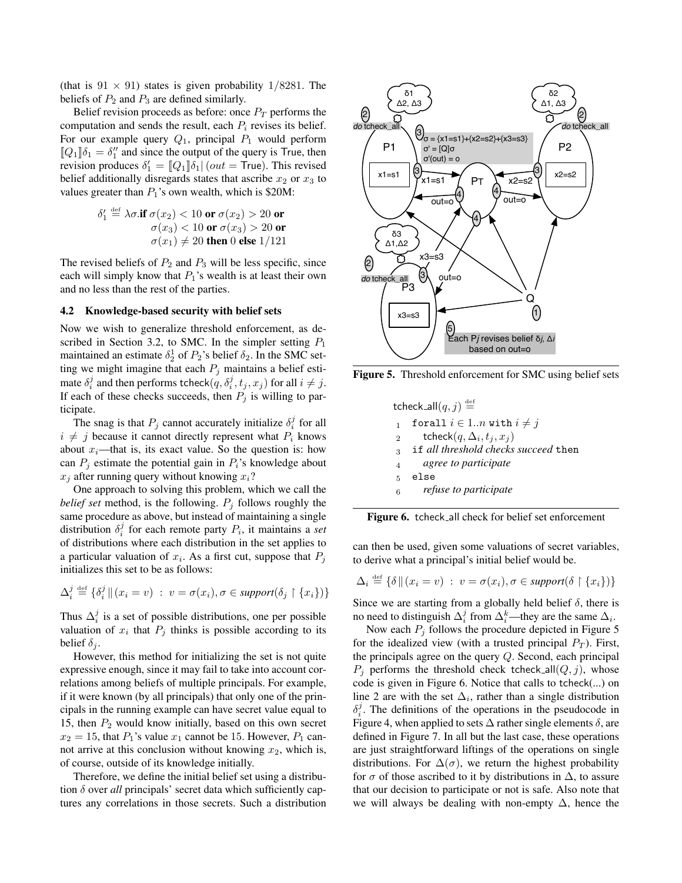(that is $91 \times 91$) states is given probability $1/8281$. The beliefs of $P_2$ and $P_3$ are defined similarly.

Belief revision proceeds as before: once $P_T$ performs the computation and sends the result, each $P_i$ revises its belief. For our example query $Q_1$, principal $P_1$ would perform $[\![Q_1]\!]\delta_1 = \delta_1''$ and since the output of the query is True, then revision produces $\delta_1' = [\![Q_1]\!]\delta_1 | (out = \mathsf{True})$. This revised belief additionally disregards states that ascribe $x_2$ or $x_3$ to values greater than $P_1$'s own wealth, which is \$20M:

$$\begin{aligned}\delta_1' \stackrel{\text{def}}{=} \lambda\sigma.\textbf{if } & \sigma(x_2) < 10 \textbf{ or } \sigma(x_2) > 20 \textbf{ or} \\ & \sigma(x_3) < 10 \textbf{ or } \sigma(x_3) > 20 \textbf{ or} \\ & \sigma(x_1) \neq 20 \textbf{ then } 0 \textbf{ else } 1/121\end{aligned}$$

The revised beliefs of $P_2$ and $P_3$ will be less specific, since each will simply know that $P_1$'s wealth is at least their own and no less than the rest of the parties.

### 4.2 Knowledge-based security with belief sets

Now we wish to generalize threshold enforcement, as described in Section 3.2, to SMC. In the simpler setting $P_1$ maintained an estimate $\delta_2^1$ of $P_2$'s belief $\delta_2$. In the SMC setting we might imagine that each $P_j$ maintains a belief estimate $\delta_i^j$ and then performs $\mathsf{tcheck}(q, \delta_i^j, t_j, x_j)$ for all $i \neq j$. If each of these checks succeeds, then $P_j$ is willing to participate.

The snag is that $P_j$ cannot accurately initialize $\delta_i^j$ for all $i \neq j$ because it cannot directly represent what $P_i$ knows about $x_i$—that is, its exact value. So the question is: how can $P_j$ estimate the potential gain in $P_i$'s knowledge about $x_j$ after running query without knowing $x_i$?

One approach to solving this problem, which we call the *belief set* method, is the following. $P_j$ follows roughly the same procedure as above, but instead of maintaining a single distribution $\delta_i^j$ for each remote party $P_i$, it maintains a *set* of distributions where each distribution in the set applies to a particular valuation of $x_i$. As a first cut, suppose that $P_j$ initializes this set to be as follows:

$$\Delta_i^j \stackrel{\text{def}}{=} \{\delta_i^j \,\|\, (x_i = v) \;:\; v = \sigma(x_i), \sigma \in \textit{support}(\delta_j \upharpoonright \{x_i\})\}$$

Thus $\Delta_i^j$ is a set of possible distributions, one per possible valuation of $x_i$ that $P_j$ thinks is possible according to its belief $\delta_j$.

However, this method for initializing the set is not quite expressive enough, since it may fail to take into account correlations among beliefs of multiple principals. For example, if it were known (by all principals) that only one of the principals in the running example can have secret value equal to 15, then $P_2$ would know initially, based on this own secret $x_2 = 15$, that $P_1$'s value $x_1$ cannot be 15. However, $P_1$ cannot arrive at this conclusion without knowing $x_2$, which is, of course, outside of its knowledge initially.

Therefore, we define the initial belief set using a distribution $\delta$ over *all* principals' secret data which sufficiently captures any correlations in those secrets. Such a distribution can then be used, given some valuations of secret variables, to derive what a principal's initial belief would be.

$$\Delta_i \stackrel{\text{def}}{=} \{\delta \,\|\, (x_i = v) \;:\; v = \sigma(x_i), \sigma \in \textit{support}(\delta \upharpoonright \{x_i\})\}$$

Since we are starting from a globally held belief $\delta$, there is no need to distinguish $\Delta_i^j$ from $\Delta_i^k$—they are the same $\Delta_i$.

Now each $P_j$ follows the procedure depicted in Figure 5 for the idealized view (with a trusted principal $P_T$). First, the principals agree on the query $Q$. Second, each principal $P_j$ performs the threshold check $\mathsf{tcheck\_all}(Q, j)$, whose code is given in Figure 6. Notice that calls to $\mathsf{tcheck}(...)$ on line 2 are with the set $\Delta_i$, rather than a single distribution $\delta_i^j$. The definitions of the operations in the pseudocode in Figure 4, when applied to sets $\Delta$ rather single elements $\delta$, are defined in Figure 7. In all but the last case, these operations are just straightforward liftings of the operations on single distributions. For $\Delta(\sigma)$, we return the highest probability for $\sigma$ of those ascribed to it by distributions in $\Delta$, to assure that our decision to participate or not is safe. Also note that we will always be dealing with non-empty $\Delta$, hence the

Figure 5. Threshold enforcement for SMC using belief sets

$\mathsf{tcheck\_all}(q, j) \stackrel{\text{def}}{=}$

```
1  forall i ∈ 1..n with i ≠ j
2     tcheck(q, Δ_i, t_j, x_j)
3  if all threshold checks succeed then
4     agree to participate
5  else
6     refuse to participate
```

Figure 6. tcheck_all check for belief set enforcement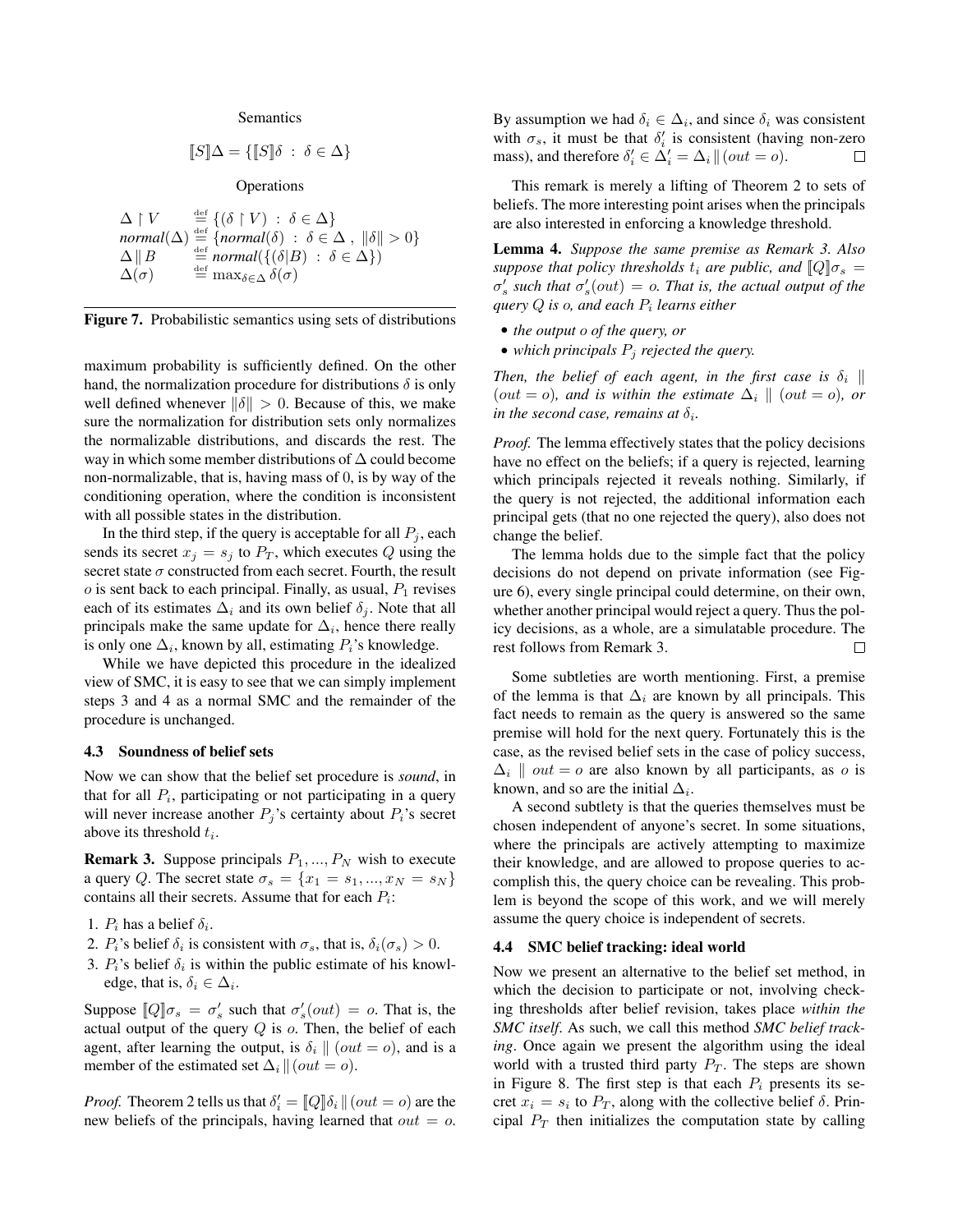Semantics

$$[\![S]\!]\Delta = \{[\![S]\!]\delta \ : \ \delta \in \Delta\}$$

Operations

$$
\begin{array}{ll}
\Delta \upharpoonright V & \stackrel{\text{def}}{=} \{(\delta \upharpoonright V) \ : \ \delta \in \Delta\} \\
\textit{normal}(\Delta) & \stackrel{\text{def}}{=} \{\textit{normal}(\delta) \ : \ \delta \in \Delta \ , \ \|\delta\| > 0\} \\
\Delta \,\|\, B & \stackrel{\text{def}}{=} \textit{normal}(\{(\delta | B) \ : \ \delta \in \Delta\}) \\
\Delta(\sigma) & \stackrel{\text{def}}{=} \max_{\delta \in \Delta} \delta(\sigma)
\end{array}
$$

**Figure 7.** Probabilistic semantics using sets of distributions

maximum probability is sufficiently defined. On the other hand, the normalization procedure for distributions $\delta$ is only well defined whenever $\|\delta\| > 0$. Because of this, we make sure the normalization for distribution sets only normalizes the normalizable distributions, and discards the rest. The way in which some member distributions of $\Delta$ could become non-normalizable, that is, having mass of 0, is by way of the conditioning operation, where the condition is inconsistent with all possible states in the distribution.

In the third step, if the query is acceptable for all $P_j$, each sends its secret $x_j = s_j$ to $P_T$, which executes $Q$ using the secret state $\sigma$ constructed from each secret. Fourth, the result $o$ is sent back to each principal. Finally, as usual, $P_1$ revises each of its estimates $\Delta_i$ and its own belief $\delta_j$. Note that all principals make the same update for $\Delta_i$, hence there really is only one $\Delta_i$, known by all, estimating $P_i$'s knowledge.

While we have depicted this procedure in the idealized view of SMC, it is easy to see that we can simply implement steps 3 and 4 as a normal SMC and the remainder of the procedure is unchanged.

### 4.3 Soundness of belief sets

Now we can show that the belief set procedure is *sound*, in that for all $P_i$, participating or not participating in a query will never increase another $P_j$'s certainty about $P_i$'s secret above its threshold $t_i$.

**Remark 3.** Suppose principals $P_1, ..., P_N$ wish to execute a query $Q$. The secret state $\sigma_s = \{x_1 = s_1, ..., x_N = s_N\}$ contains all their secrets. Assume that for each $P_i$:

1. $P_i$ has a belief $\delta_i$.
2. $P_i$'s belief $\delta_i$ is consistent with $\sigma_s$, that is, $\delta_i(\sigma_s) > 0$.
3. $P_i$'s belief $\delta_i$ is within the public estimate of his knowledge, that is, $\delta_i \in \Delta_i$.

Suppose $[\![Q]\!]\sigma_s = \sigma_s'$ such that $\sigma_s'(out) = o$. That is, the actual output of the query $Q$ is $o$. Then, the belief of each agent, after learning the output, is $\delta_i \,\|\, (out = o)$, and is a member of the estimated set $\Delta_i \,\|\, (out = o)$.

*Proof.* Theorem 2 tells us that $\delta_i' = [\![Q]\!]\delta_i \,\|\, (out = o)$ are the new beliefs of the principals, having learned that $out = o$. By assumption we had $\delta_i \in \Delta_i$, and since $\delta_i$ was consistent with $\sigma_s$, it must be that $\delta_i'$ is consistent (having non-zero mass), and therefore $\delta_i' \in \Delta_i' = \Delta_i \,\|\, (out = o)$. □

This remark is merely a lifting of Theorem 2 to sets of beliefs. The more interesting point arises when the principals are also interested in enforcing a knowledge threshold.

**Lemma 4.** *Suppose the same premise as Remark 3. Also suppose that policy thresholds $t_i$ are public, and $[\![Q]\!]\sigma_s = \sigma_s'$ such that $\sigma_s'(out) = o$. That is, the actual output of the query $Q$ is $o$, and each $P_i$ learns either*

- *the output $o$ of the query, or*
- *which principals $P_j$ rejected the query.*

*Then, the belief of each agent, in the first case is $\delta_i \,\|\, (out = o)$, and is within the estimate $\Delta_i \,\|\, (out = o)$, or in the second case, remains at $\delta_i$.*

*Proof.* The lemma effectively states that the policy decisions have no effect on the beliefs; if a query is rejected, learning which principals rejected it reveals nothing. Similarly, if the query is not rejected, the additional information each principal gets (that no one rejected the query), also does not change the belief.

The lemma holds due to the simple fact that the policy decisions do not depend on private information (see Figure 6), every single principal could determine, on their own, whether another principal would reject a query. Thus the policy decisions, as a whole, are a simulatable procedure. The rest follows from Remark 3. □

Some subtleties are worth mentioning. First, a premise of the lemma is that $\Delta_i$ are known by all principals. This fact needs to remain as the query is answered so the same premise will hold for the next query. Fortunately this is the case, as the revised belief sets in the case of policy success, $\Delta_i \,\|\, out = o$ are also known by all participants, as $o$ is known, and so are the initial $\Delta_i$.

A second subtlety is that the queries themselves must be chosen independent of anyone's secret. In some situations, where the principals are actively attempting to maximize their knowledge, and are allowed to propose queries to accomplish this, the query choice can be revealing. This problem is beyond the scope of this work, and we will merely assume the query choice is independent of secrets.

### 4.4 SMC belief tracking: ideal world

Now we present an alternative to the belief set method, in which the decision to participate or not, involving checking thresholds after belief revision, takes place *within the SMC itself*. As such, we call this method *SMC belief tracking*. Once again we present the algorithm using the ideal world with a trusted third party $P_T$. The steps are shown in Figure 8. The first step is that each $P_i$ presents its secret $x_i = s_i$ to $P_T$, along with the collective belief $\delta$. Principal $P_T$ then initializes the computation state by calling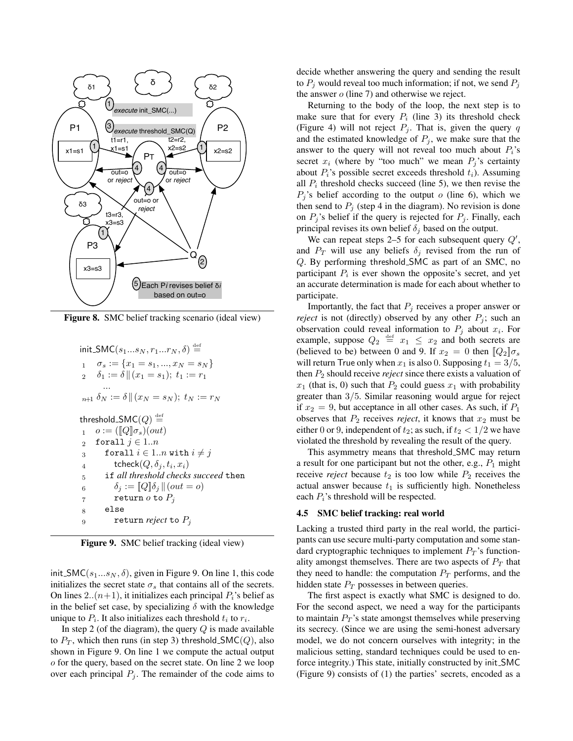Figure 8. SMC belief tracking scenario (ideal view)

```
init_SMC(s1...sN, r1...rN, δ) ≝
1    σs := {x1 = s1, ..., xN = sN}
2    δ1 := δ ∥ (x1 = s1); t1 := r1
        ...
n+1  δN := δ ∥ (xN = sN); tN := rN

threshold_SMC(Q) ≝
1    o := ([[Q]]σs)(out)
2    forall j ∈ 1..n
3      forall i ∈ 1..n with i ≠ j
4        tcheck(Q, δj, ti, xi)
5      if all threshold checks succeed then
6        δj := [[Q]]δj ∥ (out = o)
7        return o to Pj
8      else
9        return reject to Pj
```

Figure 9. SMC belief tracking (ideal view)

init_SMC($s_1...s_N, \delta$), given in Figure 9. On line 1, this code initializes the secret state $\sigma_s$ that contains all of the secrets. On lines $2..(n+1)$, it initializes each principal $P_i$'s belief as in the belief set case, by specializing $\delta$ with the knowledge unique to $P_i$. It also initializes each threshold $t_i$ to $r_i$.

In step 2 (of the diagram), the query $Q$ is made available to $P_T$, which then runs (in step 3) threshold_SMC($Q$), also shown in Figure 9. On line 1 we compute the actual output $o$ for the query, based on the secret state. On line 2 we loop over each principal $P_j$. The remainder of the code aims to decide whether answering the query and sending the result to $P_j$ would reveal too much information; if not, we send $P_j$ the answer $o$ (line 7) and otherwise we reject.

Returning to the body of the loop, the next step is to make sure that for every $P_i$ (line 3) its threshold check (Figure 4) will not reject $P_j$. That is, given the query $q$ and the estimated knowledge of $P_j$, we make sure that the answer to the query will not reveal too much about $P_i$'s secret $x_i$ (where by "too much" we mean $P_j$'s certainty about $P_i$'s possible secret exceeds threshold $t_i$). Assuming all $P_i$ threshold checks succeed (line 5), we then revise the $P_j$'s belief according to the output $o$ (line 6), which we then send to $P_j$ (step 4 in the diagram). No revision is done on $P_j$'s belief if the query is rejected for $P_j$. Finally, each principal revises its own belief $\delta_j$ based on the output.

We can repeat steps 2–5 for each subsequent query $Q'$, and $P_T$ will use any beliefs $\delta_j$ revised from the run of $Q$. By performing threshold_SMC as part of an SMC, no participant $P_i$ is ever shown the opposite's secret, and yet an accurate determination is made for each about whether to participate.

Importantly, the fact that $P_j$ receives a proper answer or *reject* is not (directly) observed by any other $P_j$; such an observation could reveal information to $P_j$ about $x_i$. For example, suppose $Q_2 \stackrel{\text{def}}{=} x_1 \leq x_2$ and both secrets are (believed to be) between 0 and 9. If $x_2 = 0$ then $[\![Q_2]\!]\sigma_s$ will return True only when $x_1$ is also 0. Supposing $t_1 = 3/5$, then $P_2$ should receive *reject* since there exists a valuation of $x_1$ (that is, 0) such that $P_2$ could guess $x_1$ with probability greater than $3/5$. Similar reasoning would argue for reject if $x_2 = 9$, but acceptance in all other cases. As such, if $P_1$ observes that $P_2$ receives *reject*, it knows that $x_2$ must be either 0 or 9, independent of $t_2$; as such, if $t_2 < 1/2$ we have violated the threshold by revealing the result of the query.

This asymmetry means that threshold_SMC may return a result for one participant but not the other, e.g., $P_1$ might receive *reject* because $t_2$ is too low while $P_2$ receives the actual answer because $t_1$ is sufficiently high. Nonetheless each $P_i$'s threshold will be respected.

### 4.5 SMC belief tracking: real world

Lacking a trusted third party in the real world, the participants can use secure multi-party computation and some standard cryptographic techniques to implement $P_T$'s functionality amongst themselves. There are two aspects of $P_T$ that they need to handle: the computation $P_T$ performs, and the hidden state $P_T$ possesses in between queries.

The first aspect is exactly what SMC is designed to do. For the second aspect, we need a way for the participants to maintain $P_T$'s state amongst themselves while preserving its secrecy. (Since we are using the semi-honest adversary model, we do not concern ourselves with integrity; in the malicious setting, standard techniques could be used to enforce integrity.) This state, initially constructed by init_SMC (Figure 9) consists of (1) the parties' secrets, encoded as a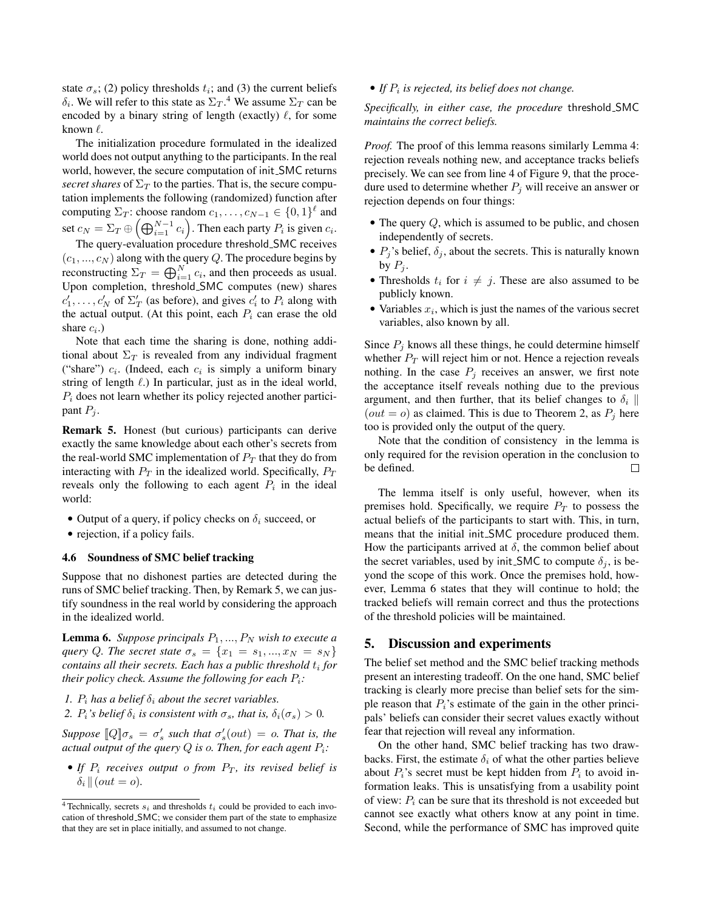state $\sigma_s$; (2) policy thresholds $t_i$; and (3) the current beliefs $\delta_i$. We will refer to this state as $\Sigma_T$.[4] We assume $\Sigma_T$ can be encoded by a binary string of length (exactly) $\ell$, for some known $\ell$.

The initialization procedure formulated in the idealized world does not output anything to the participants. In the real world, however, the secure computation of init_SMC returns *secret shares* of $\Sigma_T$ to the parties. That is, the secure computation implements the following (randomized) function after computing $\Sigma_T$: choose random $c_1, \ldots, c_{N-1} \in \{0,1\}^\ell$ and set $c_N = \Sigma_T \oplus \left( \bigoplus_{i=1}^{N-1} c_i \right)$. Then each party $P_i$ is given $c_i$.

The query-evaluation procedure threshold_SMC receives $(c_1, ..., c_N)$ along with the query $Q$. The procedure begins by reconstructing $\Sigma_T = \bigoplus_{i=1}^{N} c_i$, and then proceeds as usual. Upon completion, threshold_SMC computes (new) shares $c'_1, \ldots, c'_N$ of $\Sigma'_T$ (as before), and gives $c'_i$ to $P_i$ along with the actual output. (At this point, each $P_i$ can erase the old share $c_i$.)

Note that each time the sharing is done, nothing additional about $\Sigma_T$ is revealed from any individual fragment ("share") $c_i$. (Indeed, each $c_i$ is simply a uniform binary string of length $\ell$.) In particular, just as in the ideal world, $P_i$ does not learn whether its policy rejected another participant $P_j$.

**Remark 5.** Honest (but curious) participants can derive exactly the same knowledge about each other's secrets from the real-world SMC implementation of $P_T$ that they do from interacting with $P_T$ in the idealized world. Specifically, $P_T$ reveals only the following to each agent $P_i$ in the ideal world:

- Output of a query, if policy checks on $\delta_i$ succeed, or
- rejection, if a policy fails.

### 4.6 Soundness of SMC belief tracking

Suppose that no dishonest parties are detected during the runs of SMC belief tracking. Then, by Remark 5, we can justify soundness in the real world by considering the approach in the idealized world.

**Lemma 6.** *Suppose principals $P_1, ..., P_N$ wish to execute a query $Q$. The secret state $\sigma_s = \{x_1 = s_1, ..., x_N = s_N\}$ contains all their secrets. Each has a public threshold $t_i$ for their policy check. Assume the following for each $P_i$:*

1. *$P_i$ has a belief $\delta_i$ about the secret variables.*
2. *$P_i$'s belief $\delta_i$ is consistent with $\sigma_s$, that is, $\delta_i(\sigma_s) > 0$.*

*Suppose $[\![Q]\!]\sigma_s = \sigma'_s$ such that $\sigma'_s(out) = o$. That is, the actual output of the query $Q$ is $o$. Then, for each agent $P_i$:*

- *If $P_i$ receives output $o$ from $P_T$, its revised belief is $\delta_i \,\|\, (out = o)$.*
- *If $P_i$ is rejected, its belief does not change.*

*Specifically, in either case, the procedure* threshold_SMC *maintains the correct beliefs.*

*Proof.* The proof of this lemma reasons similarly Lemma 4: rejection reveals nothing new, and acceptance tracks beliefs precisely. We can see from line 4 of Figure 9, that the procedure used to determine whether $P_j$ will receive an answer or rejection depends on four things:

- The query $Q$, which is assumed to be public, and chosen independently of secrets.
- $P_j$'s belief, $\delta_j$, about the secrets. This is naturally known by $P_j$.
- Thresholds $t_i$ for $i \neq j$. These are also assumed to be publicly known.
- Variables $x_i$, which is just the names of the various secret variables, also known by all.

Since $P_j$ knows all these things, he could determine himself whether $P_T$ will reject him or not. Hence a rejection reveals nothing. In the case $P_j$ receives an answer, we first note the acceptance itself reveals nothing due to the previous argument, and then further, that its belief changes to $\delta_i \,\|\, (out = o)$ as claimed. This is due to Theorem 2, as $P_j$ here too is provided only the output of the query.

Note that the condition of consistency in the lemma is only required for the revision operation in the conclusion to be defined. □

The lemma itself is only useful, however, when its premises hold. Specifically, we require $P_T$ to possess the actual beliefs of the participants to start with. This, in turn, means that the initial init_SMC procedure produced them. How the participants arrived at $\delta$, the common belief about the secret variables, used by init_SMC to compute $\delta_j$, is beyond the scope of this work. Once the premises hold, however, Lemma 6 states that they will continue to hold; the tracked beliefs will remain correct and thus the protections of the threshold policies will be maintained.

## 5. Discussion and experiments

The belief set method and the SMC belief tracking methods present an interesting tradeoff. On the one hand, SMC belief tracking is clearly more precise than belief sets for the simple reason that $P_i$'s estimate of the gain in the other principals' beliefs can consider their secret values exactly without fear that rejection will reveal any information.

On the other hand, SMC belief tracking has two drawbacks. First, the estimate $\delta_i$ of what the other parties believe about $P_i$'s secret must be kept hidden from $P_i$ to avoid information leaks. This is unsatisfying from a usability point of view: $P_i$ can be sure that its threshold is not exceeded but cannot see exactly what others know at any point in time. Second, while the performance of SMC has improved quite

[4] Technically, secrets $s_i$ and thresholds $t_i$ could be provided to each invocation of threshold_SMC; we consider them part of the state to emphasize that they are set in place initially, and assumed to not change.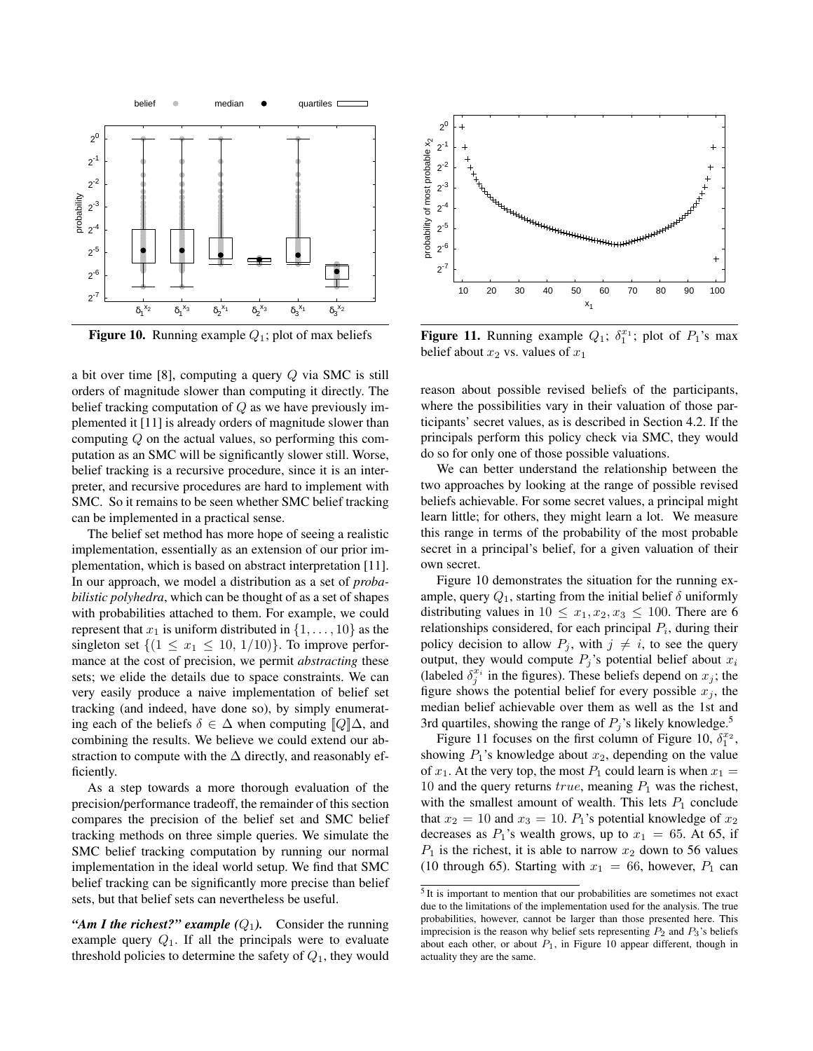**Figure 10.** Running example $Q_1$; plot of max beliefs

**Figure 11.** Running example $Q_1$; $\delta_1^{x_1}$; plot of $P_1$'s max belief about $x_2$ vs. values of $x_1$

a bit over time [8], computing a query $Q$ via SMC is still orders of magnitude slower than computing it directly. The belief tracking computation of $Q$ as we have previously implemented it [11] is already orders of magnitude slower than computing $Q$ on the actual values, so performing this computation as an SMC will be significantly slower still. Worse, belief tracking is a recursive procedure, since it is an interpreter, and recursive procedures are hard to implement with SMC. So it remains to be seen whether SMC belief tracking can be implemented in a practical sense.

The belief set method has more hope of seeing a realistic implementation, essentially as an extension of our prior implementation, which is based on abstract interpretation [11]. In our approach, we model a distribution as a set of *probabilistic polyhedra*, which can be thought of as a set of shapes with probabilities attached to them. For example, we could represent that $x_1$ is uniform distributed in $\{1, \ldots, 10\}$ as the singleton set $\{(1 \leq x_1 \leq 10, 1/10)\}$. To improve performance at the cost of precision, we permit *abstracting* these sets; we elide the details due to space constraints. We can very easily produce a naive implementation of belief set tracking (and indeed, have done so), by simply enumerating each of the beliefs $\delta \in \Delta$ when computing $[\![Q]\!]\Delta$, and combining the results. We believe we could extend our abstraction to compute with the $\Delta$ directly, and reasonably efficiently.

As a step towards a more thorough evaluation of the precision/performance tradeoff, the remainder of this section compares the precision of the belief set and SMC belief tracking methods on three simple queries. We simulate the SMC belief tracking computation by running our normal implementation in the ideal world setup. We find that SMC belief tracking can be significantly more precise than belief sets, but that belief sets can nevertheless be useful.

***"Am I the richest?" example ($Q_1$).*** Consider the running example query $Q_1$. If all the principals were to evaluate threshold policies to determine the safety of $Q_1$, they would reason about possible revised beliefs of the participants, where the possibilities vary in their valuation of those participants' secret values, as is described in Section 4.2. If the principals perform this policy check via SMC, they would do so for only one of those possible valuations.

We can better understand the relationship between the two approaches by looking at the range of possible revised beliefs achievable. For some secret values, a principal might learn little; for others, they might learn a lot. We measure this range in terms of the probability of the most probable secret in a principal's belief, for a given valuation of their own secret.

Figure 10 demonstrates the situation for the running example, query $Q_1$, starting from the initial belief $\delta$ uniformly distributing values in $10 \leq x_1, x_2, x_3 \leq 100$. There are 6 relationships considered, for each principal $P_i$, during their policy decision to allow $P_j$, with $j \neq i$, to see the query output, they would compute $P_j$'s potential belief about $x_i$ (labeled $\delta_j^{x_i}$ in the figures). These beliefs depend on $x_j$; the figure shows the potential belief for every possible $x_j$, the median belief achievable over them as well as the 1st and 3rd quartiles, showing the range of $P_j$'s likely knowledge.[5]

Figure 11 focuses on the first column of Figure 10, $\delta_1^{x_2}$, showing $P_1$'s knowledge about $x_2$, depending on the value of $x_1$. At the very top, the most $P_1$ could learn is when $x_1 = 10$ and the query returns *true*, meaning $P_1$ was the richest, with the smallest amount of wealth. This lets $P_1$ conclude that $x_2 = 10$ and $x_3 = 10$. $P_1$'s potential knowledge of $x_2$ decreases as $P_1$'s wealth grows, up to $x_1 = 65$. At 65, if $P_1$ is the richest, it is able to narrow $x_2$ down to 56 values (10 through 65). Starting with $x_1 = 66$, however, $P_1$ can

[5] It is important to mention that our probabilities are sometimes not exact due to the limitations of the implementation used for the analysis. The true probabilities, however, cannot be larger than those presented here. This imprecision is the reason why belief sets representing $P_2$ and $P_3$'s beliefs about each other, or about $P_1$, in Figure 10 appear different, though in actuality they are the same.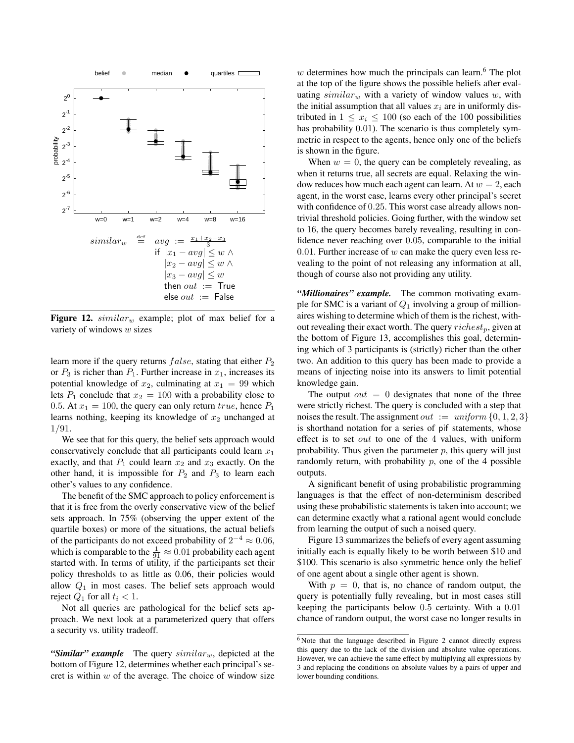$$
\begin{array}{rl}
similar_w \stackrel{\text{def}}{=} & avg := \frac{x_1+x_2+x_3}{3} \\
& \text{if } |x_1 - avg| \le w \land \\
& \quad |x_2 - avg| \le w \land \\
& \quad |x_3 - avg| \le w \\
& \text{then } out := \text{True} \\
& \text{else } out := \text{False}
\end{array}
$$

**Figure 12.** $similar_w$ example; plot of max belief for a variety of windows $w$ sizes

learn more if the query returns $false$, stating that either $P_2$ or $P_3$ is richer than $P_1$. Further increase in $x_1$, increases its potential knowledge of $x_2$, culminating at $x_1 = 99$ which lets $P_1$ conclude that $x_2 = 100$ with a probability close to 0.5. At $x_1 = 100$, the query can only return $true$, hence $P_1$ learns nothing, keeping its knowledge of $x_2$ unchanged at 1/91.

We see that for this query, the belief sets approach would conservatively conclude that all participants could learn $x_1$ exactly, and that $P_1$ could learn $x_2$ and $x_3$ exactly. On the other hand, it is impossible for $P_2$ and $P_3$ to learn each other's values to any confidence.

The benefit of the SMC approach to policy enforcement is that it is free from the overly conservative view of the belief sets approach. In 75% (observing the upper extent of the quartile boxes) or more of the situations, the actual beliefs of the participants do not exceed probability of $2^{-4} \approx 0.06$, which is comparable to the $\frac{1}{91} \approx 0.01$ probability each agent started with. In terms of utility, if the participants set their policy thresholds to as little as 0.06, their policies would allow $Q_1$ in most cases. The belief sets approach would reject $Q_1$ for all $t_i < 1$.

Not all queries are pathological for the belief sets approach. We next look at a parameterized query that offers a security vs. utility tradeoff.

***"Similar" example*** The query $similar_w$, depicted at the bottom of Figure 12, determines whether each principal's secret is within $w$ of the average. The choice of window size $w$ determines how much the principals can learn.[6] The plot at the top of the figure shows the possible beliefs after evaluating $similar_w$ with a variety of window values $w$, with the initial assumption that all values $x_i$ are in uniformly distributed in $1 \le x_i \le 100$ (so each of the 100 possibilities has probability 0.01). The scenario is thus completely symmetric in respect to the agents, hence only one of the beliefs is shown in the figure.

When $w = 0$, the query can be completely revealing, as when it returns true, all secrets are equal. Relaxing the window reduces how much each agent can learn. At $w = 2$, each agent, in the worst case, learns every other principal's secret with confidence of 0.25. This worst case already allows nontrivial threshold policies. Going further, with the window set to 16, the query becomes barely revealing, resulting in confidence never reaching over 0.05, comparable to the initial 0.01. Further increase of $w$ can make the query even less revealing to the point of not releasing any information at all, though of course also not providing any utility.

***"Millionaires" example.*** The common motivating example for SMC is a variant of $Q_1$ involving a group of millionaires wishing to determine which of them is the richest, without revealing their exact worth. The query $richest_p$, given at the bottom of Figure 13, accomplishes this goal, determining which of 3 participants is (strictly) richer than the other two. An addition to this query has been made to provide a means of injecting noise into its answers to limit potential knowledge gain.

The output $out = 0$ designates that none of the three were strictly richest. The query is concluded with a step that noises the result. The assignment $out := uniform\ \{0, 1, 2, 3\}$ is shorthand notation for a series of pif statements, whose effect is to set $out$ to one of the 4 values, with uniform probability. Thus given the parameter $p$, this query will just randomly return, with probability $p$, one of the 4 possible outputs.

A significant benefit of using probabilistic programming languages is that the effect of non-determinism described using these probabilistic statements is taken into account; we can determine exactly what a rational agent would conclude from learning the output of such a noised query.

Figure 13 summarizes the beliefs of every agent assuming initially each is equally likely to be worth between \$10 and \$100. This scenario is also symmetric hence only the belief of one agent about a single other agent is shown.

With $p = 0$, that is, no chance of random output, the query is potentially fully revealing, but in most cases still keeping the participants below 0.5 certainty. With a 0.01 chance of random output, the worst case no longer results in

[6] Note that the language described in Figure 2 cannot directly express this query due to the lack of the division and absolute value operations. However, we can achieve the same effect by multiplying all expressions by 3 and replacing the conditions on absolute values by a pairs of upper and lower bounding conditions.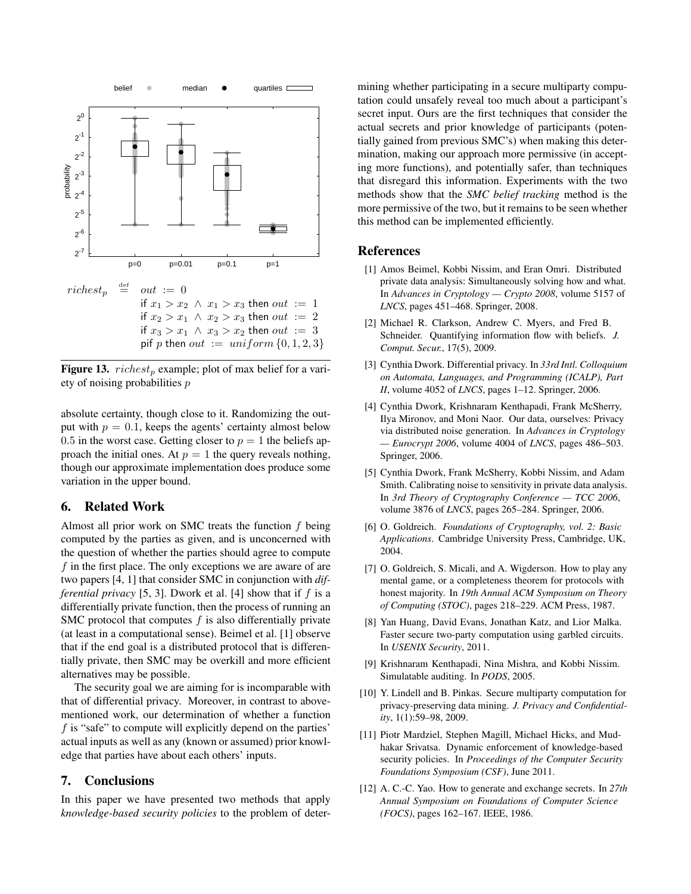belief median quartiles

probability

$2^0$

$2^{-1}$

$2^{-2}$

$2^{-3}$

$2^{-4}$

$2^{-5}$

$2^{-6}$

$2^{-7}$

p=0 p=0.01 p=0.1 p=1

$$
\begin{aligned}
richest_p \;\stackrel{\text{def}}{=}\;\; & out \;:=\; 0 \\
& \text{if } x_1 > x_2 \;\wedge\; x_1 > x_3 \text{ then } out \;:=\; 1 \\
& \text{if } x_2 > x_1 \;\wedge\; x_2 > x_3 \text{ then } out \;:=\; 2 \\
& \text{if } x_3 > x_1 \;\wedge\; x_3 > x_2 \text{ then } out \;:=\; 3 \\
& \text{pif } p \text{ then } out \;:=\; uniform\,\{0,1,2,3\}
\end{aligned}
$$

**Figure 13.** $richest_p$ example; plot of max belief for a variety of noising probabilities $p$

absolute certainty, though close to it. Randomizing the output with $p = 0.1$, keeps the agents' certainty almost below $0.5$ in the worst case. Getting closer to $p = 1$ the beliefs approach the initial ones. At $p = 1$ the query reveals nothing, though our approximate implementation does produce some variation in the upper bound.

## 6. Related Work

Almost all prior work on SMC treats the function $f$ being computed by the parties as given, and is unconcerned with the question of whether the parties should agree to compute $f$ in the first place. The only exceptions we are aware of are two papers [4, 1] that consider SMC in conjunction with *differential privacy* [5, 3]. Dwork et al. [4] show that if $f$ is a differentially private function, then the process of running an SMC protocol that computes $f$ is also differentially private (at least in a computational sense). Beimel et al. [1] observe that if the end goal is a distributed protocol that is differentially private, then SMC may be overkill and more efficient alternatives may be possible.

The security goal we are aiming for is incomparable with that of differential privacy. Moreover, in contrast to above-mentioned work, our determination of whether a function $f$ is "safe" to compute will explicitly depend on the parties' actual inputs as well as any (known or assumed) prior knowledge that parties have about each others' inputs.

## 7. Conclusions

In this paper we have presented two methods that apply *knowledge-based security policies* to the problem of determining whether participating in a secure multiparty computation could unsafely reveal too much about a participant's secret input. Ours are the first techniques that consider the actual secrets and prior knowledge of participants (potentially gained from previous SMC's) when making this determination, making our approach more permissive (in accepting more functions), and potentially safer, than techniques that disregard this information. Experiments with the two methods show that the *SMC belief tracking* method is the more permissive of the two, but it remains to be seen whether this method can be implemented efficiently.

## References

[1] Amos Beimel, Kobbi Nissim, and Eran Omri. Distributed private data analysis: Simultaneously solving how and what. In *Advances in Cryptology — Crypto 2008*, volume 5157 of *LNCS*, pages 451–468. Springer, 2008.

[2] Michael R. Clarkson, Andrew C. Myers, and Fred B. Schneider. Quantifying information flow with beliefs. *J. Comput. Secur.*, 17(5), 2009.

[3] Cynthia Dwork. Differential privacy. In *33rd Intl. Colloquium on Automata, Languages, and Programming (ICALP), Part II*, volume 4052 of *LNCS*, pages 1–12. Springer, 2006.

[4] Cynthia Dwork, Krishnaram Kenthapadi, Frank McSherry, Ilya Mironov, and Moni Naor. Our data, ourselves: Privacy via distributed noise generation. In *Advances in Cryptology — Eurocrypt 2006*, volume 4004 of *LNCS*, pages 486–503. Springer, 2006.

[5] Cynthia Dwork, Frank McSherry, Kobbi Nissim, and Adam Smith. Calibrating noise to sensitivity in private data analysis. In *3rd Theory of Cryptography Conference — TCC 2006*, volume 3876 of *LNCS*, pages 265–284. Springer, 2006.

[6] O. Goldreich. *Foundations of Cryptography, vol. 2: Basic Applications*. Cambridge University Press, Cambridge, UK, 2004.

[7] O. Goldreich, S. Micali, and A. Wigderson. How to play any mental game, or a completeness theorem for protocols with honest majority. In *19th Annual ACM Symposium on Theory of Computing (STOC)*, pages 218–229. ACM Press, 1987.

[8] Yan Huang, David Evans, Jonathan Katz, and Lior Malka. Faster secure two-party computation using garbled circuits. In *USENIX Security*, 2011.

[9] Krishnaram Kenthapadi, Nina Mishra, and Kobbi Nissim. Simulatable auditing. In *PODS*, 2005.

[10] Y. Lindell and B. Pinkas. Secure multiparty computation for privacy-preserving data mining. *J. Privacy and Confidentiality*, 1(1):59–98, 2009.

[11] Piotr Mardziel, Stephen Magill, Michael Hicks, and Mudhakar Srivatsa. Dynamic enforcement of knowledge-based security policies. In *Proceedings of the Computer Security Foundations Symposium (CSF)*, June 2011.

[12] A. C.-C. Yao. How to generate and exchange secrets. In *27th Annual Symposium on Foundations of Computer Science (FOCS)*, pages 162–167. IEEE, 1986.